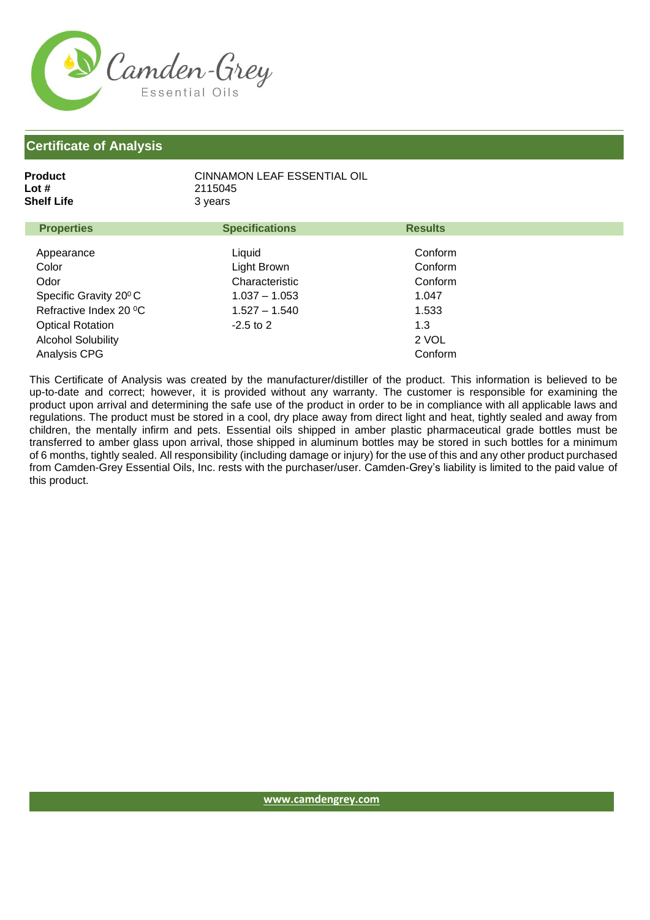Camden-Grey
Essential Oils

## Certificate of Analysis

**Product** CINNAMON LEAF ESSENTIAL OIL
**Lot #** 2115045
**Shelf Life** 3 years

| Properties | Specifications | Results |
|---|---|---|
| Appearance | Liquid | Conform |
| Color | Light Brown | Conform |
| Odor | Characteristic | Conform |
| Specific Gravity 20$^0$C | 1.037 – 1.053 | 1.047 |
| Refractive Index 20 $^0$C | 1.527 – 1.540 | 1.533 |
| Optical Rotation | -2.5 to 2 | 1.3 |
| Alcohol Solubility | | 2 VOL |
| Analysis CPG | | Conform |

This Certificate of Analysis was created by the manufacturer/distiller of the product. This information is believed to be up-to-date and correct; however, it is provided without any warranty. The customer is responsible for examining the product upon arrival and determining the safe use of the product in order to be in compliance with all applicable laws and regulations. The product must be stored in a cool, dry place away from direct light and heat, tightly sealed and away from children, the mentally infirm and pets. Essential oils shipped in amber plastic pharmaceutical grade bottles must be transferred to amber glass upon arrival, those shipped in aluminum bottles may be stored in such bottles for a minimum of 6 months, tightly sealed. All responsibility (including damage or injury) for the use of this and any other product purchased from Camden-Grey Essential Oils, Inc. rests with the purchaser/user. Camden-Grey's liability is limited to the paid value of this product.

www.camdengrey.com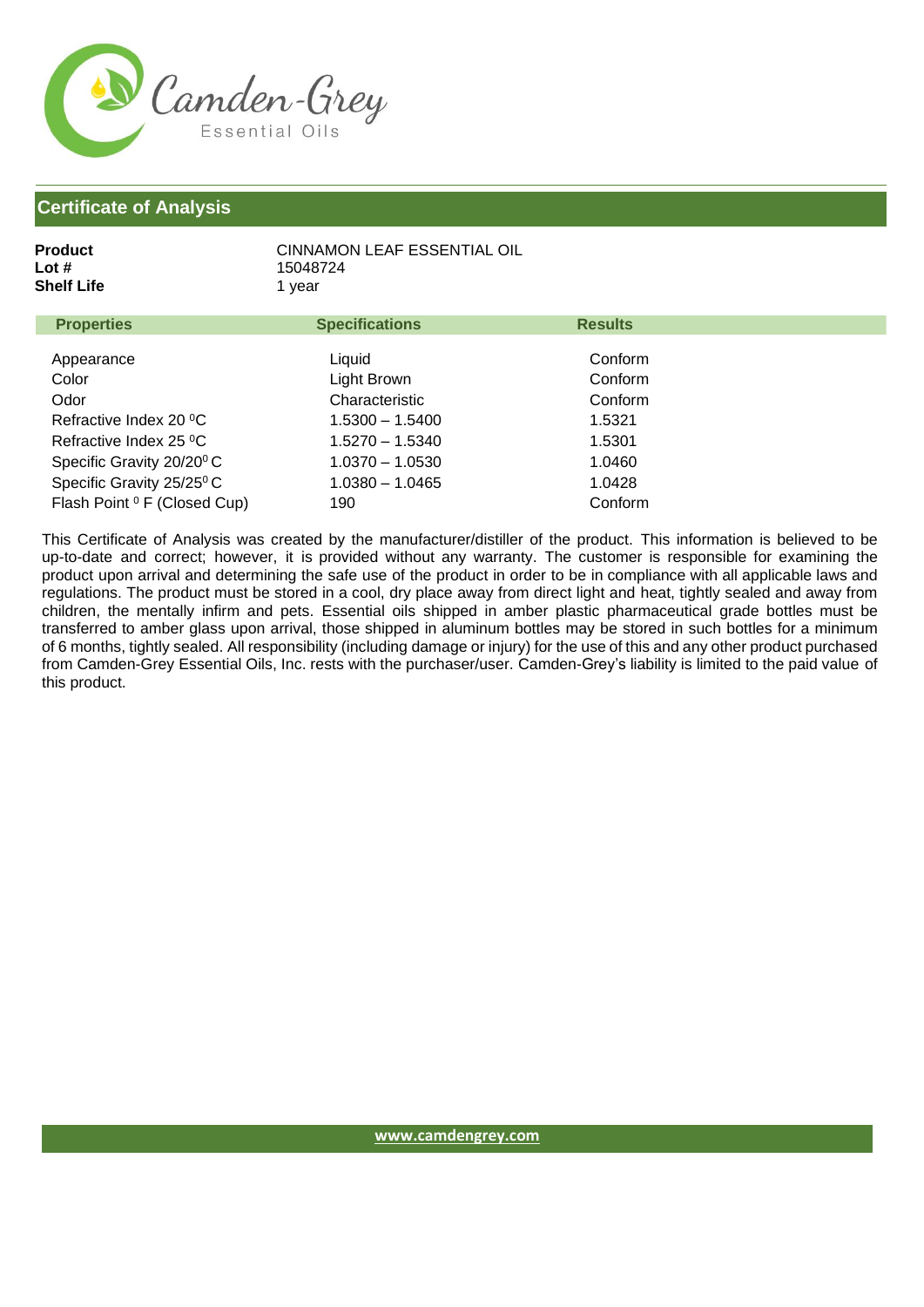Camden-Grey
Essential Oils

## Certificate of Analysis

**Product** CINNAMON LEAF ESSENTIAL OIL
**Lot #** 15048724
**Shelf Life** 1 year

| Properties | Specifications | Results |
|---|---|---|
| Appearance | Liquid | Conform |
| Color | Light Brown | Conform |
| Odor | Characteristic | Conform |
| Refractive Index 20 $^0$C | 1.5300 – 1.5400 | 1.5321 |
| Refractive Index 25 $^0$C | 1.5270 – 1.5340 | 1.5301 |
| Specific Gravity 20/20$^0$ C | 1.0370 – 1.0530 | 1.0460 |
| Specific Gravity 25/25$^0$ C | 1.0380 – 1.0465 | 1.0428 |
| Flash Point $^0$ F (Closed Cup) | 190 | Conform |

This Certificate of Analysis was created by the manufacturer/distiller of the product. This information is believed to be up-to-date and correct; however, it is provided without any warranty. The customer is responsible for examining the product upon arrival and determining the safe use of the product in order to be in compliance with all applicable laws and regulations. The product must be stored in a cool, dry place away from direct light and heat, tightly sealed and away from children, the mentally infirm and pets. Essential oils shipped in amber plastic pharmaceutical grade bottles must be transferred to amber glass upon arrival, those shipped in aluminum bottles may be stored in such bottles for a minimum of 6 months, tightly sealed. All responsibility (including damage or injury) for the use of this and any other product purchased from Camden-Grey Essential Oils, Inc. rests with the purchaser/user. Camden-Grey's liability is limited to the paid value of this product.

www.camdengrey.com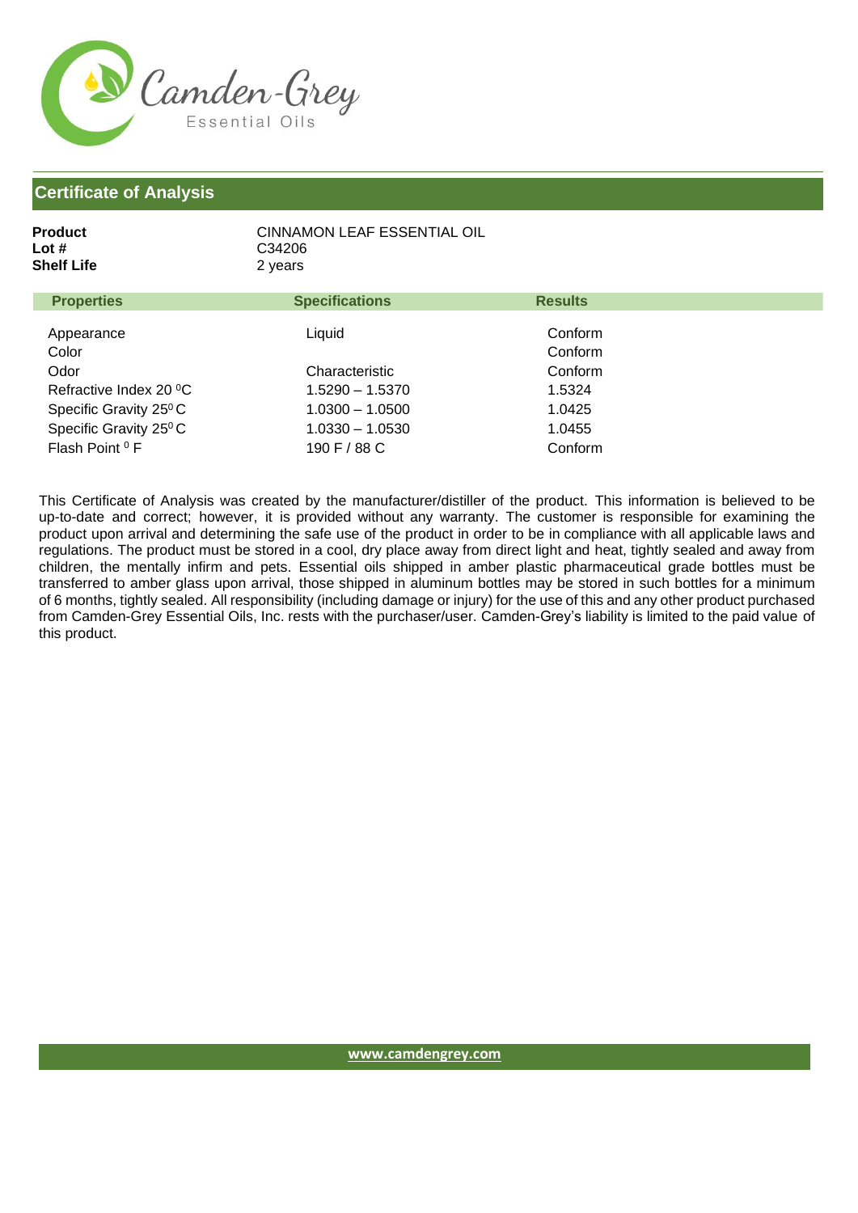Camden-Grey Essential Oils

## Certificate of Analysis

**Product** CINNAMON LEAF ESSENTIAL OIL
**Lot #** C34206
**Shelf Life** 2 years

| Properties | Specifications | Results |
|---|---|---|
| Appearance | Liquid | Conform |
| Color | | Conform |
| Odor | Characteristic | Conform |
| Refractive Index 20 $^0$C | 1.5290 – 1.5370 | 1.5324 |
| Specific Gravity 25$^0$ C | 1.0300 – 1.0500 | 1.0425 |
| Specific Gravity 25$^0$ C | 1.0330 – 1.0530 | 1.0455 |
| Flash Point $^0$ F | 190 F / 88 C | Conform |

This Certificate of Analysis was created by the manufacturer/distiller of the product. This information is believed to be up-to-date and correct; however, it is provided without any warranty. The customer is responsible for examining the product upon arrival and determining the safe use of the product in order to be in compliance with all applicable laws and regulations. The product must be stored in a cool, dry place away from direct light and heat, tightly sealed and away from children, the mentally infirm and pets. Essential oils shipped in amber plastic pharmaceutical grade bottles must be transferred to amber glass upon arrival, those shipped in aluminum bottles may be stored in such bottles for a minimum of 6 months, tightly sealed. All responsibility (including damage or injury) for the use of this and any other product purchased from Camden-Grey Essential Oils, Inc. rests with the purchaser/user. Camden-Grey's liability is limited to the paid value of this product.

www.camdengrey.com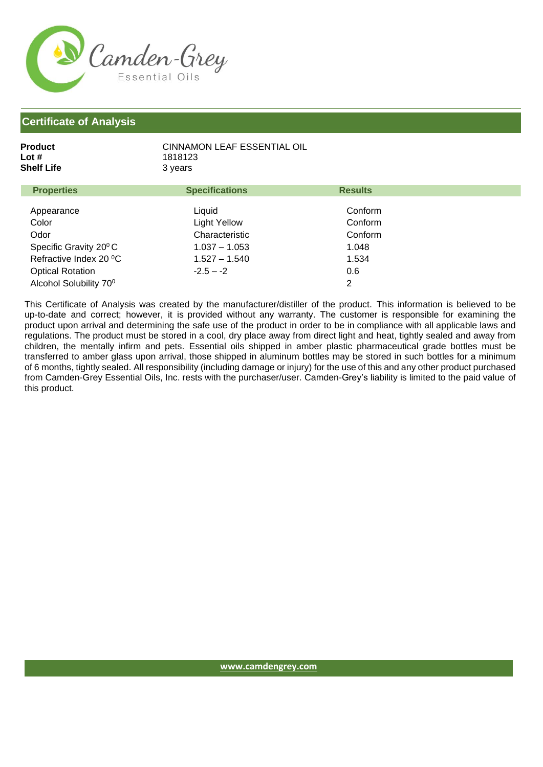Camden-Grey
Essential Oils

## Certificate of Analysis

**Product** CINNAMON LEAF ESSENTIAL OIL
**Lot #** 1818123
**Shelf Life** 3 years

| Properties | Specifications | Results |
|---|---|---|
| Appearance | Liquid | Conform |
| Color | Light Yellow | Conform |
| Odor | Characteristic | Conform |
| Specific Gravity $20^0$ C | 1.037 – 1.053 | 1.048 |
| Refractive Index 20 $^0$C | 1.527 – 1.540 | 1.534 |
| Optical Rotation | -2.5 – -2 | 0.6 |
| Alcohol Solubility $70^0$ | | 2 |

This Certificate of Analysis was created by the manufacturer/distiller of the product. This information is believed to be up-to-date and correct; however, it is provided without any warranty. The customer is responsible for examining the product upon arrival and determining the safe use of the product in order to be in compliance with all applicable laws and regulations. The product must be stored in a cool, dry place away from direct light and heat, tightly sealed and away from children, the mentally infirm and pets. Essential oils shipped in amber plastic pharmaceutical grade bottles must be transferred to amber glass upon arrival, those shipped in aluminum bottles may be stored in such bottles for a minimum of 6 months, tightly sealed. All responsibility (including damage or injury) for the use of this and any other product purchased from Camden-Grey Essential Oils, Inc. rests with the purchaser/user. Camden-Grey's liability is limited to the paid value of this product.

www.camdengrey.com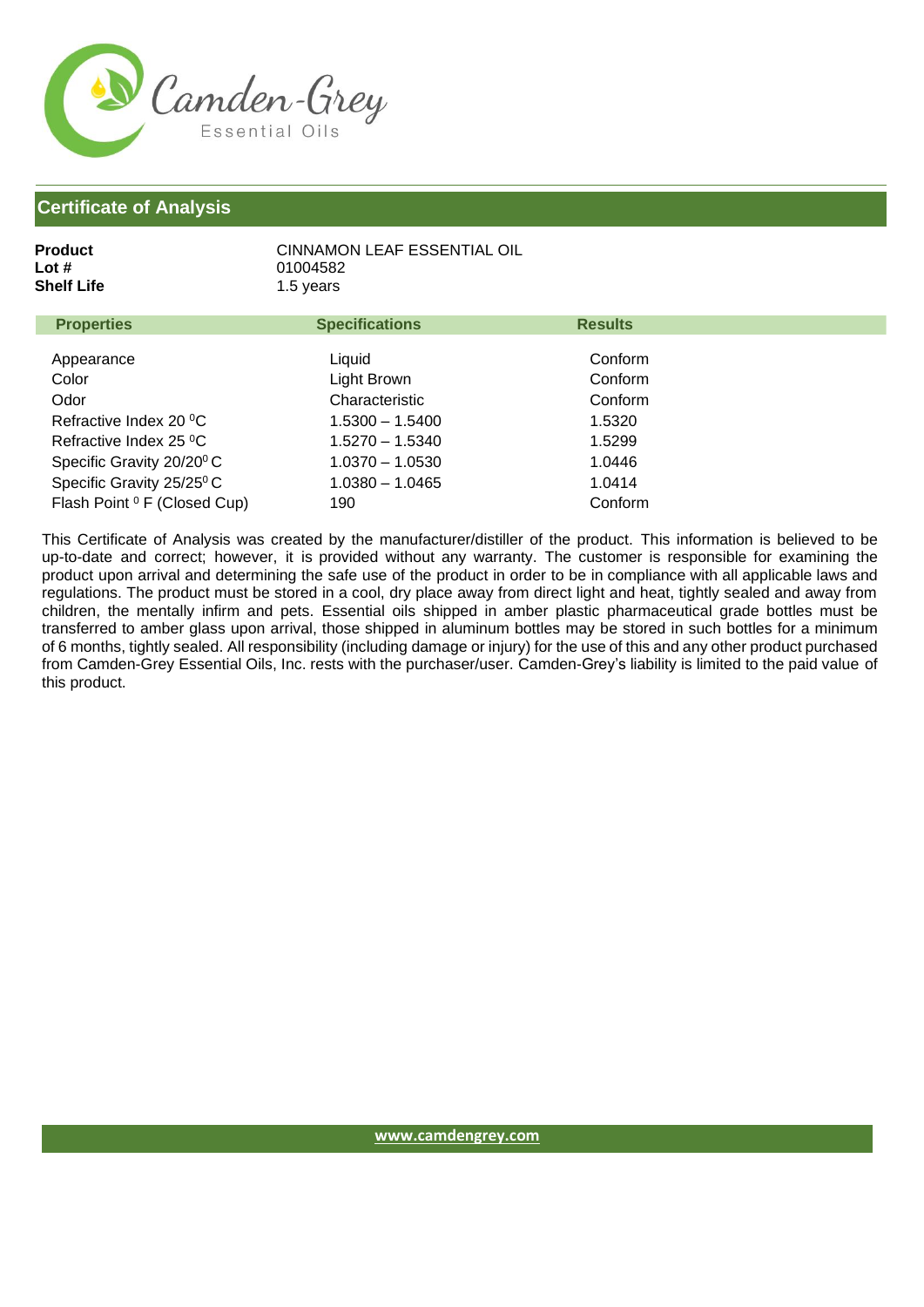## Certificate of Analysis

**Product** CINNAMON LEAF ESSENTIAL OIL
**Lot #** 01004582
**Shelf Life** 1.5 years

| Properties | Specifications | Results |
|---|---|---|
| Appearance | Liquid | Conform |
| Color | Light Brown | Conform |
| Odor | Characteristic | Conform |
| Refractive Index 20 $^0$C | 1.5300 – 1.5400 | 1.5320 |
| Refractive Index 25 $^0$C | 1.5270 – 1.5340 | 1.5299 |
| Specific Gravity 20/20$^0$ C | 1.0370 – 1.0530 | 1.0446 |
| Specific Gravity 25/25$^0$ C | 1.0380 – 1.0465 | 1.0414 |
| Flash Point $^0$ F (Closed Cup) | 190 | Conform |

This Certificate of Analysis was created by the manufacturer/distiller of the product. This information is believed to be up-to-date and correct; however, it is provided without any warranty. The customer is responsible for examining the product upon arrival and determining the safe use of the product in order to be in compliance with all applicable laws and regulations. The product must be stored in a cool, dry place away from direct light and heat, tightly sealed and away from children, the mentally infirm and pets. Essential oils shipped in amber plastic pharmaceutical grade bottles must be transferred to amber glass upon arrival, those shipped in aluminum bottles may be stored in such bottles for a minimum of 6 months, tightly sealed. All responsibility (including damage or injury) for the use of this and any other product purchased from Camden-Grey Essential Oils, Inc. rests with the purchaser/user. Camden-Grey's liability is limited to the paid value of this product.

www.camdengrey.com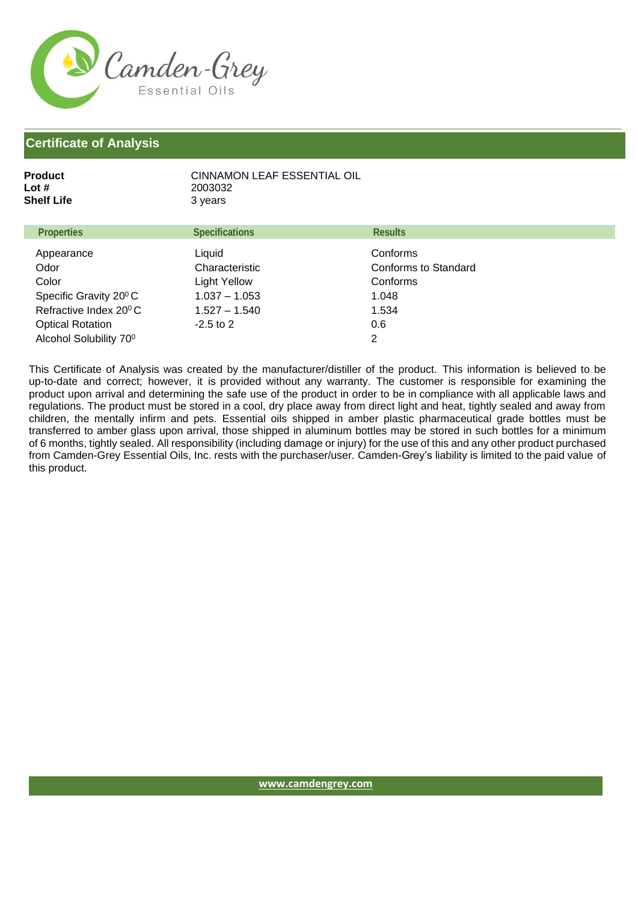Camden-Grey
Essential Oils

## Certificate of Analysis

**Product** CINNAMON LEAF ESSENTIAL OIL
**Lot #** 2003032
**Shelf Life** 3 years

| Properties | Specifications | Results |
|---|---|---|
| Appearance | Liquid | Conforms |
| Odor | Characteristic | Conforms to Standard |
| Color | Light Yellow | Conforms |
| Specific Gravity $20^0$C | 1.037 – 1.053 | 1.048 |
| Refractive Index $20^0$C | 1.527 – 1.540 | 1.534 |
| Optical Rotation | -2.5 to 2 | 0.6 |
| Alcohol Solubility $70^0$ | | 2 |

This Certificate of Analysis was created by the manufacturer/distiller of the product. This information is believed to be up-to-date and correct; however, it is provided without any warranty. The customer is responsible for examining the product upon arrival and determining the safe use of the product in order to be in compliance with all applicable laws and regulations. The product must be stored in a cool, dry place away from direct light and heat, tightly sealed and away from children, the mentally infirm and pets. Essential oils shipped in amber plastic pharmaceutical grade bottles must be transferred to amber glass upon arrival, those shipped in aluminum bottles may be stored in such bottles for a minimum of 6 months, tightly sealed. All responsibility (including damage or injury) for the use of this and any other product purchased from Camden-Grey Essential Oils, Inc. rests with the purchaser/user. Camden-Grey's liability is limited to the paid value of this product.

www.camdengrey.com